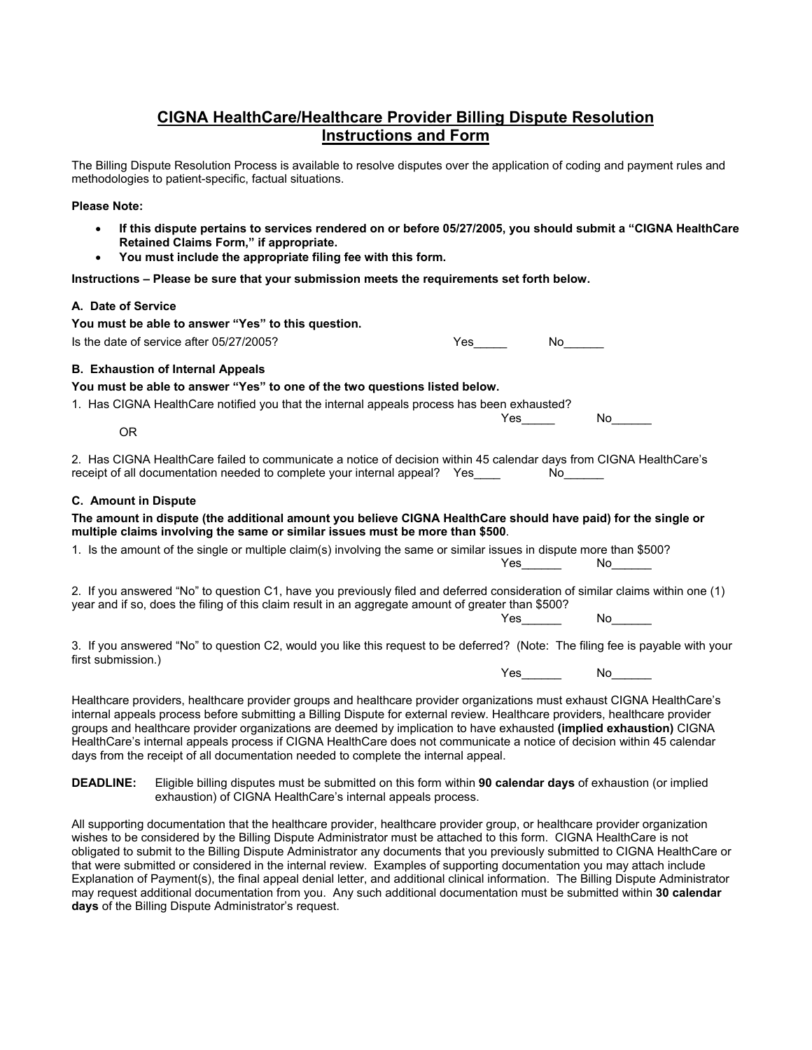# CIGNA HealthCare/Healthcare Provider Billing Dispute Resolution Instructions and Form

The Billing Dispute Resolution Process is available to resolve disputes over the application of coding and payment rules and methodologies to patient-specific, factual situations.

**Please Note:**

- **If this dispute pertains to services rendered on or before 05/27/2005, you should submit a "CIGNA HealthCare Retained Claims Form," if appropriate.**
- **You must include the appropriate filing fee with this form.**

**Instructions – Please be sure that your submission meets the requirements set forth below.**

**A. Date of Service**

**You must be able to answer "Yes" to this question.**

Is the date of service after 05/27/2005? Yes_____ No______

**B. Exhaustion of Internal Appeals**

**You must be able to answer "Yes" to one of the two questions listed below.**

1. Has CIGNA HealthCare notified you that the internal appeals process has been exhausted? Yes_____ No______

OR

2. Has CIGNA HealthCare failed to communicate a notice of decision within 45 calendar days from CIGNA HealthCare's receipt of all documentation needed to complete your internal appeal? Yes____ No______

**C. Amount in Dispute**

**The amount in dispute (the additional amount you believe CIGNA HealthCare should have paid) for the single or multiple claims involving the same or similar issues must be more than $500**.

1. Is the amount of the single or multiple claim(s) involving the same or similar issues in dispute more than $500? Yes______ No______

2. If you answered "No" to question C1, have you previously filed and deferred consideration of similar claims within one (1) year and if so, does the filing of this claim result in an aggregate amount of greater than $500? Yes______ No______

3. If you answered "No" to question C2, would you like this request to be deferred? (Note: The filing fee is payable with your first submission.) Yes______ No______

Healthcare providers, healthcare provider groups and healthcare provider organizations must exhaust CIGNA HealthCare's internal appeals process before submitting a Billing Dispute for external review. Healthcare providers, healthcare provider groups and healthcare provider organizations are deemed by implication to have exhausted **(implied exhaustion)** CIGNA HealthCare's internal appeals process if CIGNA HealthCare does not communicate a notice of decision within 45 calendar days from the receipt of all documentation needed to complete the internal appeal.

**DEADLINE:** Eligible billing disputes must be submitted on this form within **90 calendar days** of exhaustion (or implied exhaustion) of CIGNA HealthCare's internal appeals process.

All supporting documentation that the healthcare provider, healthcare provider group, or healthcare provider organization wishes to be considered by the Billing Dispute Administrator must be attached to this form. CIGNA HealthCare is not obligated to submit to the Billing Dispute Administrator any documents that you previously submitted to CIGNA HealthCare or that were submitted or considered in the internal review. Examples of supporting documentation you may attach include Explanation of Payment(s), the final appeal denial letter, and additional clinical information. The Billing Dispute Administrator may request additional documentation from you. Any such additional documentation must be submitted within **30 calendar days** of the Billing Dispute Administrator's request.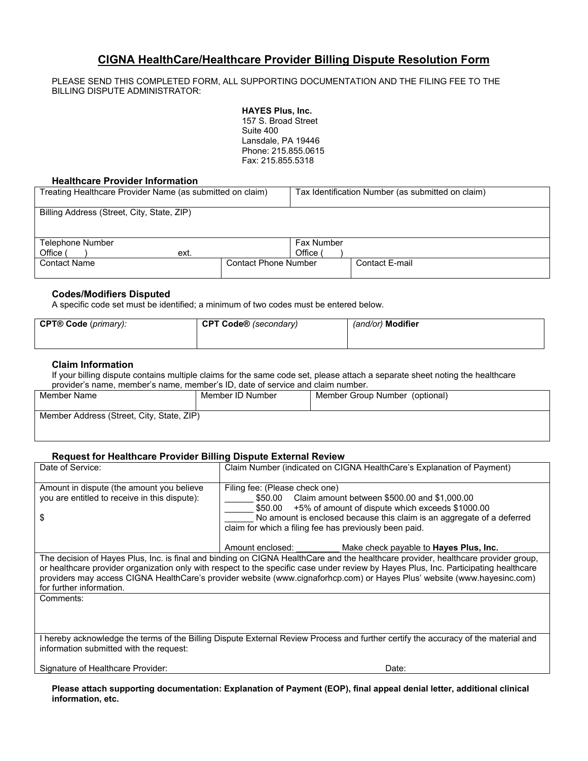# CIGNA HealthCare/Healthcare Provider Billing Dispute Resolution Form

PLEASE SEND THIS COMPLETED FORM, ALL SUPPORTING DOCUMENTATION AND THE FILING FEE TO THE BILLING DISPUTE ADMINISTRATOR:

**HAYES Plus, Inc.**
157 S. Broad Street
Suite 400
Lansdale, PA 19446
Phone: 215.855.0615
Fax: 215.855.5318

### Healthcare Provider Information

| | | |
|---|---|---|
| Treating Healthcare Provider Name (as submitted on claim) | | Tax Identification Number (as submitted on claim) |
| Billing Address (Street, City, State, ZIP) | | |
| Telephone Number<br>Office (      )                    ext. | | Fax Number<br>Office (      ) |
| Contact Name | Contact Phone Number | Contact E-mail |

### Codes/Modifiers Disputed

A specific code set must be identified; a minimum of two codes must be entered below.

| **CPT® Code** (*primary):* | **CPT Code®** *(secondary)* | *(and/or)* **Modifier** |
|---|---|---|
| | | |

### Claim Information

If your billing dispute contains multiple claims for the same code set, please attach a separate sheet noting the healthcare provider's name, member's name, member's ID, date of service and claim number.

| | | |
|---|---|---|
| Member Name | Member ID Number | Member Group Number (optional) |
| Member Address (Street, City, State, ZIP) | | |

### Request for Healthcare Provider Billing Dispute External Review

| | |
|---|---|
| Date of Service: | Claim Number (indicated on CIGNA HealthCare's Explanation of Payment) |
| Amount in dispute (the amount you believe you are entitled to receive in this dispute):<br><br>$ | Filing fee: (Please check one)<br>______ $50.00   Claim amount between $500.00 and $1,000.00<br>______ $50.00   +5% of amount of dispute which exceeds $1000.00<br>______ No amount is enclosed because this claim is an aggregate of a deferred claim for which a filing fee has previously been paid.<br><br>Amount enclosed: _________ Make check payable to **Hayes Plus, Inc.** |
| The decision of Hayes Plus, Inc. is final and binding on CIGNA HealthCare and the healthcare provider, healthcare provider group, or healthcare provider organization only with respect to the specific case under review by Hayes Plus, Inc. Participating healthcare providers may access CIGNA HealthCare's provider website (www.cignaforhcp.com) or Hayes Plus' website (www.hayesinc.com) for further information. | |
| Comments: | |
| I hereby acknowledge the terms of the Billing Dispute External Review Process and further certify the accuracy of the material and information submitted with the request:<br><br>Signature of Healthcare Provider:                                        Date: | |

**Please attach supporting documentation: Explanation of Payment (EOP), final appeal denial letter, additional clinical information, etc.**